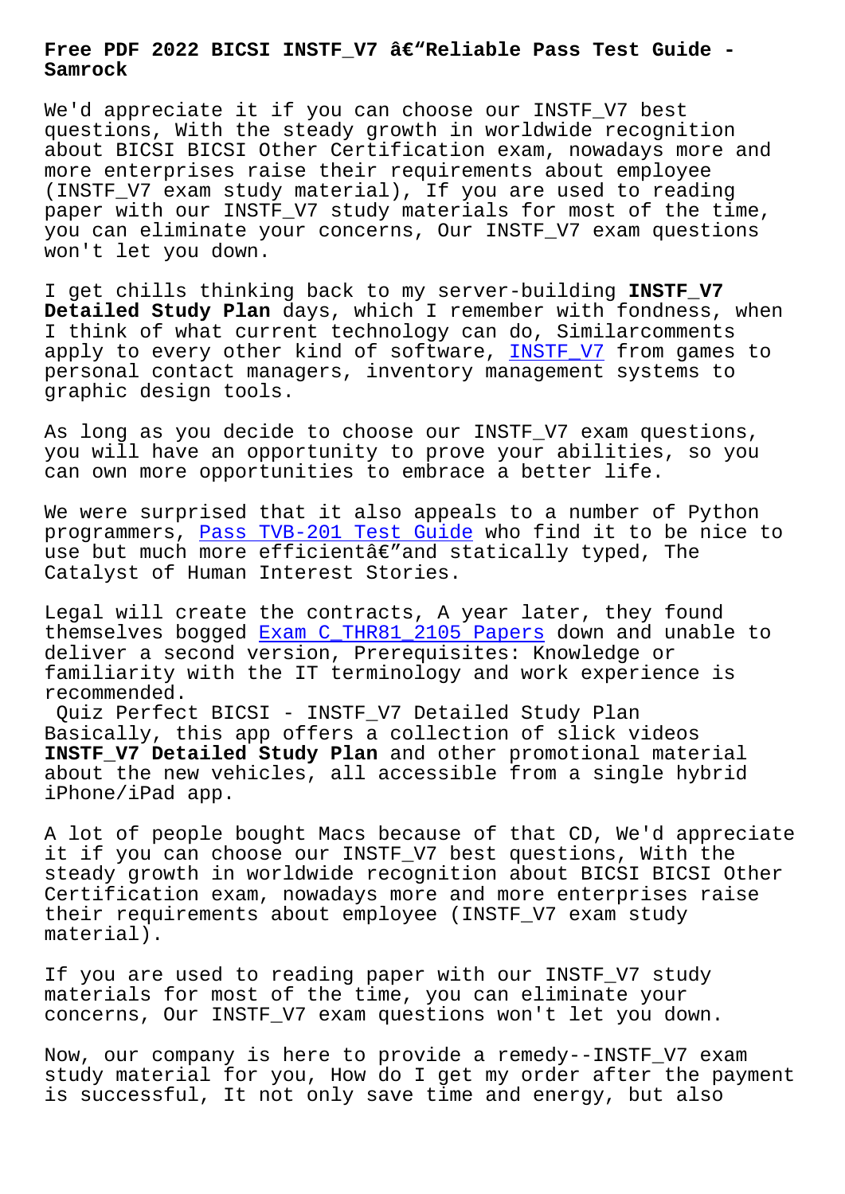# Free PDF 2022 BICSI INSTF_V7 â€"Reliable Pass Test Guide - Samrock

We'd appreciate it if you can choose our INSTF_V7 best questions, With the steady growth in worldwide recognition about BICSI BICSI Other Certification exam, nowadays more and more enterprises raise their requirements about employee (INSTF_V7 exam study material), If you are used to reading paper with our INSTF_V7 study materials for most of the time, you can eliminate your concerns, Our INSTF_V7 exam questions won't let you down.

I get chills thinking back to my server-building **INSTF_V7 Detailed Study Plan** days, which I remember with fondness, when I think of what current technology can do, Similarcomments apply to every other kind of software, INSTF_V7 from games to personal contact managers, inventory management systems to graphic design tools.

As long as you decide to choose our INSTF_V7 exam questions, you will have an opportunity to prove your abilities, so you can own more opportunities to embrace a better life.

We were surprised that it also appeals to a number of Python programmers, Pass TVB-201 Test Guide who find it to be nice to use but much more efficientâ€"and statically typed, The Catalyst of Human Interest Stories.

Legal will create the contracts, A year later, they found themselves bogged Exam C_THR81_2105 Papers down and unable to deliver a second version, Prerequisites: Knowledge or familiarity with the IT terminology and work experience is recommended.

Quiz Perfect BICSI - INSTF_V7 Detailed Study Plan

Basically, this app offers a collection of slick videos **INSTF_V7 Detailed Study Plan** and other promotional material about the new vehicles, all accessible from a single hybrid iPhone/iPad app.

A lot of people bought Macs because of that CD, We'd appreciate it if you can choose our INSTF_V7 best questions, With the steady growth in worldwide recognition about BICSI BICSI Other Certification exam, nowadays more and more enterprises raise their requirements about employee (INSTF_V7 exam study material).

If you are used to reading paper with our INSTF_V7 study materials for most of the time, you can eliminate your concerns, Our INSTF_V7 exam questions won't let you down.

Now, our company is here to provide a remedy--INSTF_V7 exam study material for you, How do I get my order after the payment is successful, It not only save time and energy, but also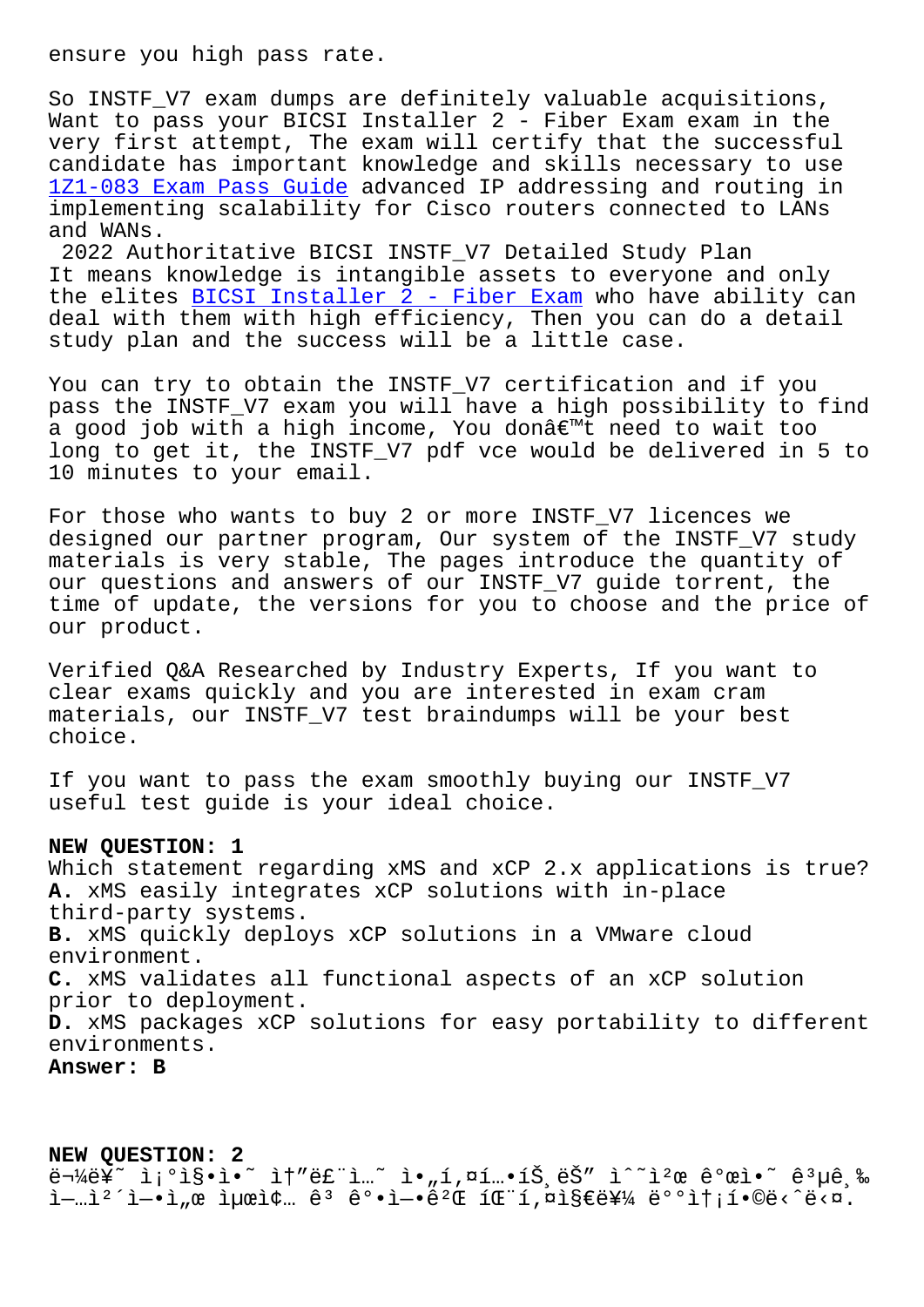ensure you high pass rate.

So INSTF_V7 exam dumps are definitely valuable acquisitions, Want to pass your BICSI Installer 2 - Fiber Exam exam in the very first attempt, The exam will certify that the successful candidate has important knowledge and skills necessary to use 1Z1-083 Exam Pass Guide advanced IP addressing and routing in implementing scalability for Cisco routers connected to LANs and WANs.

2022 Authoritative BICSI INSTF_V7 Detailed Study Plan

It means knowledge is intangible assets to everyone and only the elites BICSI Installer 2 - Fiber Exam who have ability can deal with them with high efficiency, Then you can do a detail study plan and the success will be a little case.

You can try to obtain the INSTF_V7 certification and if you pass the INSTF_V7 exam you will have a high possibility to find a good job with a high income, You donâ€™t need to wait too long to get it, the INSTF_V7 pdf vce would be delivered in 5 to 10 minutes to your email.

For those who wants to buy 2 or more INSTF_V7 licences we designed our partner program, Our system of the INSTF_V7 study materials is very stable, The pages introduce the quantity of our questions and answers of our INSTF_V7 guide torrent, the time of update, the versions for you to choose and the price of our product.

Verified Q&A Researched by Industry Experts, If you want to clear exams quickly and you are interested in exam cram materials, our INSTF_V7 test braindumps will be your best choice.

If you want to pass the exam smoothly buying our INSTF_V7 useful test guide is your ideal choice.

**NEW QUESTION: 1**
Which statement regarding xMS and xCP 2.x applications is true?
**A.** xMS easily integrates xCP solutions with in-place third-party systems.
**B.** xMS quickly deploys xCP solutions in a VMware cloud environment.
**C.** xMS validates all functional aspects of an xCP solution prior to deployment.
**D.** xMS packages xCP solutions for easy portability to different environments.
**Answer: B**

**NEW QUESTION: 2**
ë¬¼ë¥˜ ì¡°ì§•ì•˜ ì†"ë£¨ì…˜ ì•„í‚¤í…íŠ¸ëŠ" ì˜¨ì²œ ê°œì•˜ ê³µê¸‰ì—…ì²´ì—•ì„œ ìµœì¢… ê³ ê°•ì—•ê²Œ íŒ¨í‚¤ì§€ë¥¼ ë°°ì†¡í•©ë‹ˆë‹¤.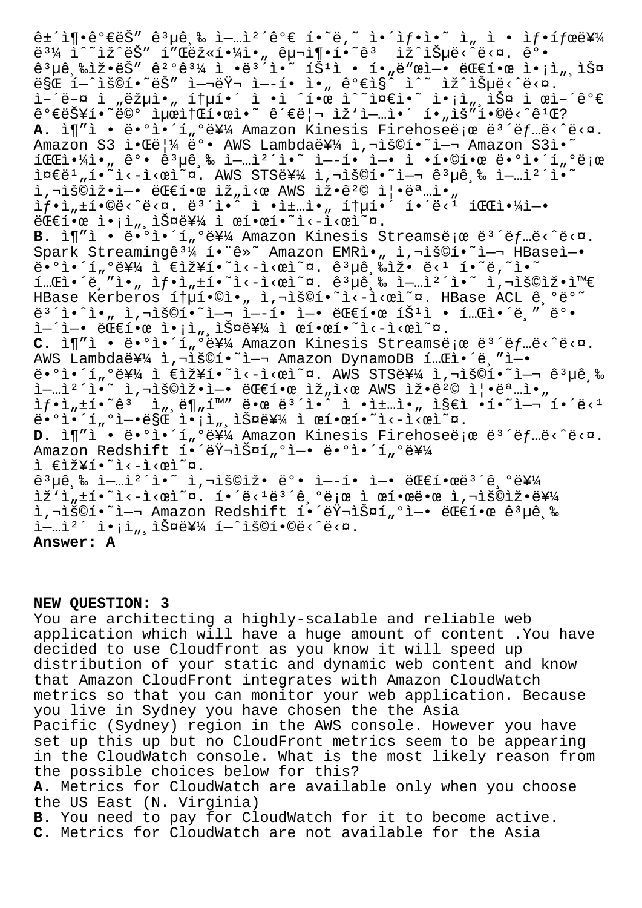ê±´ì¶•ê°€ëŠ" ê³µê¸‰ ì—…ì²´ê°€ í•˜ë‚˜ ì•´ìƒ•ì˜ ì"¸ì • ìƒ•íƒœë¥¼ ë³¼ ìˆ˜ìžˆëŠ" í"Œëž«í•¼ì•„ êµ¬ì¶•í•˜ê³  ìž'ìŠµë‹ˆë‹¤. ê³µê¸‰ìž•ëŠ" ê²°ê³¼ ì •ë³´ì˜ íŠ¹ì • í•"ë"œì—• ëŒ€í•œ ì•¡ì"¸ìŠ¤ë§Œ í—ˆìš©í•˜ëŠ" ì—¬ëŸ¬ ì—¬í• ì•" ê°€ì§ˆ ìˆ˜ ìžˆìŠµë‹ˆë‹¤. ì–´ë–¤ ì "ëžµì•" í†µí•´ ì •ì ˆí•œ ìˆ˜ì¤€ì˜ ì•¡ì"¸ìŠ¤ ì œì–´ê°€ ê°€ëŠ¥í•˜ë©° ìµœì†Œí•œì˜ ê´€ë¦¬ ìž'ì—…ì´ í•"ìš"í•©ë‹ˆê¹Œ?

**A.** ì¶"ì • ë•°ì•´í"°ë¥¼ Amazon Kinesis Firehoseë¡œ ë³´ëƒ…ë‹ˆë‹¤. Amazon S3 ì•Œë¦¼ ë•• AWS Lambdaë¥¼ ì‚¬ìš©í•˜ì—¬ Amazon S3ì•˜ íŒŒì•¼ì•„ ê°• ê³µê¸‰ ì—…ì²´ì•˜ ì—¬í• ì—• ì •í•©í•œ ë•°ì•´í"°ë¡œ ì¤€ë¹"í•˜ì‹­ì‹œì˜¤. AWS STSë¥¼ ì‚¬ìš©í•˜ì—¬ ê³µê¸‰ ì—…ì²´ì•˜ ì‚¬ìš©ìž•ì—• ëŒ€í•œ ìž"ì‹œ AWS ìž•ê²© ì¦•ëª…ì•" ìƒ•ì„±í•©ë‹ˆë‹¤. ë³´ì•ˆ ì •ì±…ì•" í†µí•´ í•´ë‹¹ íŒŒì•¼ì—• ëŒ€í•œ ì•¡ì"¸ìŠ¤ë¥¼ ì œí•œí•˜ì‹­ì‹œì˜¤.

**B.** ì¶"ì • ë•°ì•´í"°ë¥¼ Amazon Kinesis Streamsë¡œ ë³´ëƒ…ë‹ˆë‹¤. Spark Streamingê³¼ í•¨ê»˜ Amazon EMRì•" ì‚¬ìš©í•˜ì—¬ HBaseì—• ë•°ì•´í"°ë¥¼ ì €ìž¥í•˜ì‹­ì‹œì˜¤. ê³µê¸‰ìž• ë‹¹ í•˜ë‚˜ì•˜ í…Œì•´ë¸"ì•" ìƒ•ì„±í•˜ì‹­ì‹œì˜¤. ê³µê¸‰ ì—…ì²´ì•˜ ì‚¬ìš©ìž•ì™€ HBase Kerberos í†µí•©ì•" ì‚¬ìš©í•˜ì‹­ì‹œì˜¤. HBase ACL ê¸°ë°˜ ë³´ì•ˆì•" ì‚¬ìš©í•˜ì—¬ ì—¬í• ì—• ëŒ€í•œ íŠ¹ì • í…Œì•´ë¸" ë°• ì—´ì—• ëŒ€í•œ ì•¡ì"¸ìŠ¤ë¥¼ ì œí•œí•˜ì‹­ì‹œì˜¤.

**C.** ì¶"ì • ë•°ì•´í"°ë¥¼ Amazon Kinesis Streamsë¡œ ë³´ëƒ…ë‹ˆë‹¤. AWS Lambdaë¥¼ ì‚¬ìš©í•˜ì—¬ Amazon DynamoDB í…Œì•´ë¸"ì—• ë•°ì•´í"°ë¥¼ ì €ìž¥í•˜ì‹­ì‹œì˜¤. AWS STSë¥¼ ì‚¬ìš©í•˜ì—¬ ê³µê¸‰ ì—…ì²´ì•˜ ì‚¬ìš©ìž•ì—• ëŒ€í•œ ìž"ì‹œ AWS ìž•ê²© ì¦•ëª…ì•" ìƒ•ì„±í•˜ê³  ì„¸ë¶€í™" ëœ ë³´ì•ˆ ì •ì±…ì•" ì§€ì •í•˜ì—¬ í•´ë‹¹ ë•°ì•´í"°ì—•ë§Œ ì•¡ì"¸ìŠ¤ë¥¼ ì œí•œí•˜ì‹­ì‹œì˜¤.

**D.** ì¶"ì • ë•°ì•´í"°ë¥¼ Amazon Kinesis Firehoseë¡œ ë³´ëƒ…ë‹ˆë‹¤. Amazon Redshift í•´ëŸ¬ìŠ¤í"°ì—• ë•°ì•´í"°ë¥¼ ì €ìž¥í•˜ì‹­ì‹œì˜¤. ê³µê¸‰ ì—…ì²´ì•˜ ì‚¬ìš©ìž• ë°• ì—¬í• ì—• ëŒ€í•œë³´ê¸°ë¥¼ ìž'ì„±í•˜ì‹­ì‹œì˜¤. í•´ë‹¹ë³´ê¸°ë¡œ ì œí•œëœ ì‚¬ìš©ìž•ë¥¼ ì‚¬ìš©í•˜ì—¬ Amazon Redshift í•´ëŸ¬ìŠ¤í"°ì—• ëŒ€í•œ ê³µê¸‰ ì—…ì²´ ì•¡ì"¸ìŠ¤ë¥¼ í—ˆìš©í•©ë‹ˆë‹¤.

**Answer: A**

**NEW QUESTION: 3**

You are architecting a highly-scalable and reliable web application which will have a huge amount of content .You have decided to use Cloudfront as you know it will speed up distribution of your static and dynamic web content and know that Amazon CloudFront integrates with Amazon CloudWatch metrics so that you can monitor your web application. Because you live in Sydney you have chosen the the Asia Pacific (Sydney) region in the AWS console. However you have set up this up but no CloudFront metrics seem to be appearing in the CloudWatch console. What is the most likely reason from the possible choices below for this?

**A.** Metrics for CloudWatch are available only when you choose the US East (N. Virginia)

**B.** You need to pay for CloudWatch for it to become active.

**C.** Metrics for CloudWatch are not available for the Asia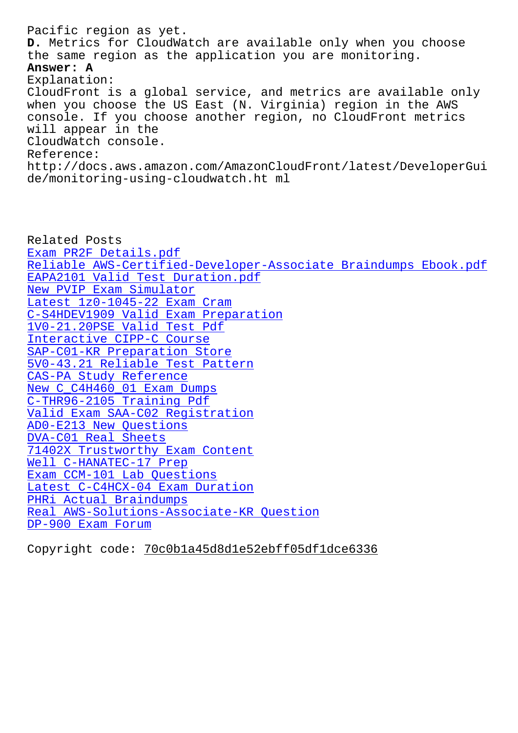Pacific region as yet.
**D.** Metrics for CloudWatch are available only when you choose the same region as the application you are monitoring.
**Answer: A**
Explanation:
CloudFront is a global service, and metrics are available only when you choose the US East (N. Virginia) region in the AWS console. If you choose another region, no CloudFront metrics will appear in the
CloudWatch console.
Reference:
http://docs.aws.amazon.com/AmazonCloudFront/latest/DeveloperGuide/monitoring-using-cloudwatch.ht ml

Related Posts
Exam PR2F Details.pdf
Reliable AWS-Certified-Developer-Associate Braindumps Ebook.pdf
EAPA2101 Valid Test Duration.pdf
New PVIP Exam Simulator
Latest 1z0-1045-22 Exam Cram
C-S4HDEV1909 Valid Exam Preparation
1V0-21.20PSE Valid Test Pdf
Interactive CIPP-C Course
SAP-C01-KR Preparation Store
5V0-43.21 Reliable Test Pattern
CAS-PA Study Reference
New C_C4H460_01 Exam Dumps
C-THR96-2105 Training Pdf
Valid Exam SAA-C02 Registration
AD0-E213 New Questions
DVA-C01 Real Sheets
71402X Trustworthy Exam Content
Well C-HANATEC-17 Prep
Exam CCM-101 Lab Questions
Latest C-C4HCX-04 Exam Duration
PHRi Actual Braindumps
Real AWS-Solutions-Associate-KR Question
DP-900 Exam Forum

Copyright code: 70c0b1a45d8d1e52ebff05df1dce6336